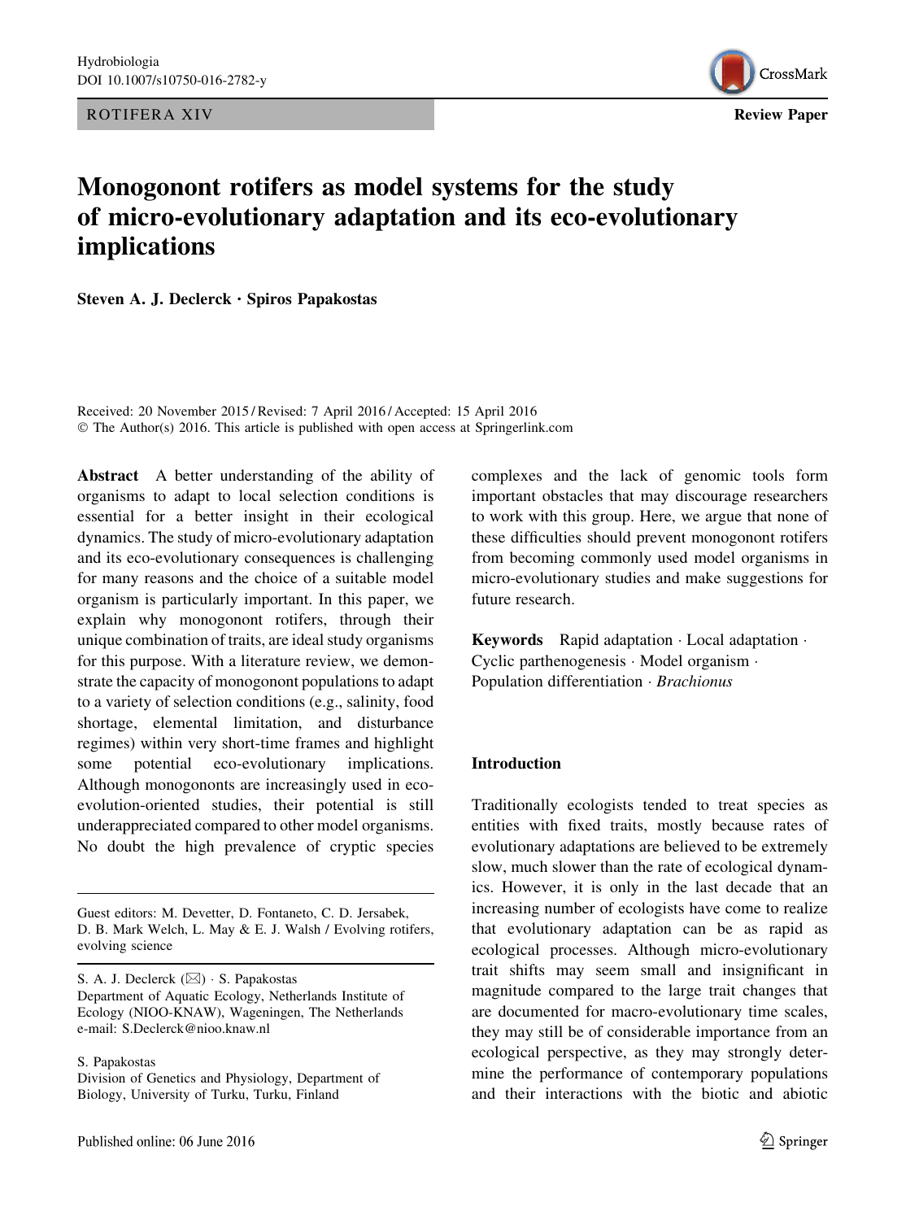ROTIFERA XIV

Review Paper

# Monogonont rotifers as model systems for the study of micro-evolutionary adaptation and its eco-evolutionary implications

**Steven A. J. Declerck · Spiros Papakostas**

Received: 20 November 2015 / Revised: 7 April 2016 / Accepted: 15 April 2016
© The Author(s) 2016. This article is published with open access at Springerlink.com

**Abstract** A better understanding of the ability of organisms to adapt to local selection conditions is essential for a better insight in their ecological dynamics. The study of micro-evolutionary adaptation and its eco-evolutionary consequences is challenging for many reasons and the choice of a suitable model organism is particularly important. In this paper, we explain why monogonont rotifers, through their unique combination of traits, are ideal study organisms for this purpose. With a literature review, we demonstrate the capacity of monogonont populations to adapt to a variety of selection conditions (e.g., salinity, food shortage, elemental limitation, and disturbance regimes) within very short-time frames and highlight some potential eco-evolutionary implications. Although monogononts are increasingly used in eco-evolution-oriented studies, their potential is still underappreciated compared to other model organisms. No doubt the high prevalence of cryptic species complexes and the lack of genomic tools form important obstacles that may discourage researchers to work with this group. Here, we argue that none of these difficulties should prevent monogonont rotifers from becoming commonly used model organisms in micro-evolutionary studies and make suggestions for future research.

**Keywords** Rapid adaptation · Local adaptation · Cyclic parthenogenesis · Model organism · Population differentiation · *Brachionus*

Guest editors: M. Devetter, D. Fontaneto, C. D. Jersabek, D. B. Mark Welch, L. May & E. J. Walsh / Evolving rotifers, evolving science

S. A. J. Declerck (✉) · S. Papakostas
Department of Aquatic Ecology, Netherlands Institute of Ecology (NIOO-KNAW), Wageningen, The Netherlands
e-mail: S.Declerck@nioo.knaw.nl

S. Papakostas
Division of Genetics and Physiology, Department of Biology, University of Turku, Turku, Finland

## Introduction

Traditionally ecologists tended to treat species as entities with fixed traits, mostly because rates of evolutionary adaptations are believed to be extremely slow, much slower than the rate of ecological dynamics. However, it is only in the last decade that an increasing number of ecologists have come to realize that evolutionary adaptation can be as rapid as ecological processes. Although micro-evolutionary trait shifts may seem small and insignificant in magnitude compared to the large trait changes that are documented for macro-evolutionary time scales, they may still be of considerable importance from an ecological perspective, as they may strongly determine the performance of contemporary populations and their interactions with the biotic and abiotic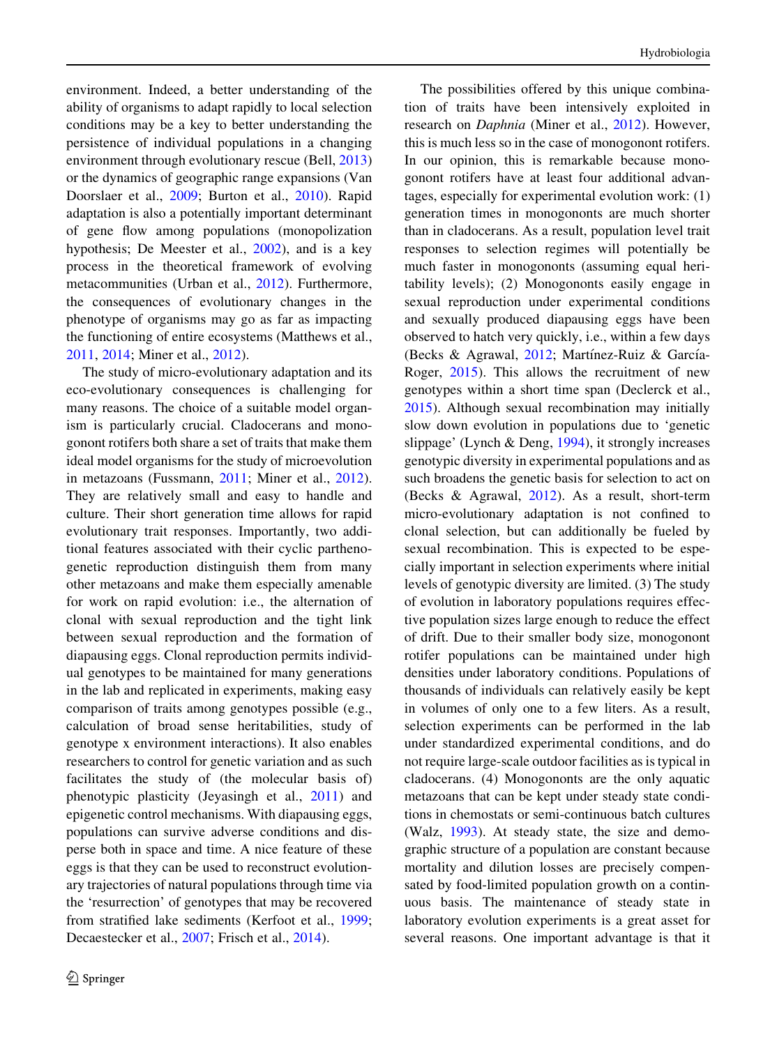environment. Indeed, a better understanding of the ability of organisms to adapt rapidly to local selection conditions may be a key to better understanding the persistence of individual populations in a changing environment through evolutionary rescue (Bell, 2013) or the dynamics of geographic range expansions (Van Doorslaer et al., 2009; Burton et al., 2010). Rapid adaptation is also a potentially important determinant of gene flow among populations (monopolization hypothesis; De Meester et al., 2002), and is a key process in the theoretical framework of evolving metacommunities (Urban et al., 2012). Furthermore, the consequences of evolutionary changes in the phenotype of organisms may go as far as impacting the functioning of entire ecosystems (Matthews et al., 2011, 2014; Miner et al., 2012).

The study of micro-evolutionary adaptation and its eco-evolutionary consequences is challenging for many reasons. The choice of a suitable model organism is particularly crucial. Cladocerans and monogonont rotifers both share a set of traits that make them ideal model organisms for the study of microevolution in metazoans (Fussmann, 2011; Miner et al., 2012). They are relatively small and easy to handle and culture. Their short generation time allows for rapid evolutionary trait responses. Importantly, two additional features associated with their cyclic parthenogenetic reproduction distinguish them from many other metazoans and make them especially amenable for work on rapid evolution: i.e., the alternation of clonal with sexual reproduction and the tight link between sexual reproduction and the formation of diapausing eggs. Clonal reproduction permits individual genotypes to be maintained for many generations in the lab and replicated in experiments, making easy comparison of traits among genotypes possible (e.g., calculation of broad sense heritabilities, study of genotype x environment interactions). It also enables researchers to control for genetic variation and as such facilitates the study of (the molecular basis of) phenotypic plasticity (Jeyasingh et al., 2011) and epigenetic control mechanisms. With diapausing eggs, populations can survive adverse conditions and disperse both in space and time. A nice feature of these eggs is that they can be used to reconstruct evolutionary trajectories of natural populations through time via the 'resurrection' of genotypes that may be recovered from stratified lake sediments (Kerfoot et al., 1999; Decaestecker et al., 2007; Frisch et al., 2014).

The possibilities offered by this unique combination of traits have been intensively exploited in research on *Daphnia* (Miner et al., 2012). However, this is much less so in the case of monogonont rotifers. In our opinion, this is remarkable because monogonont rotifers have at least four additional advantages, especially for experimental evolution work: (1) generation times in monogononts are much shorter than in cladocerans. As a result, population level trait responses to selection regimes will potentially be much faster in monogononts (assuming equal heritability levels); (2) Monogononts easily engage in sexual reproduction under experimental conditions and sexually produced diapausing eggs have been observed to hatch very quickly, i.e., within a few days (Becks & Agrawal, 2012; Martínez-Ruiz & García-Roger, 2015). This allows the recruitment of new genotypes within a short time span (Declerck et al., 2015). Although sexual recombination may initially slow down evolution in populations due to 'genetic slippage' (Lynch & Deng, 1994), it strongly increases genotypic diversity in experimental populations and as such broadens the genetic basis for selection to act on (Becks & Agrawal, 2012). As a result, short-term micro-evolutionary adaptation is not confined to clonal selection, but can additionally be fueled by sexual recombination. This is expected to be especially important in selection experiments where initial levels of genotypic diversity are limited. (3) The study of evolution in laboratory populations requires effective population sizes large enough to reduce the effect of drift. Due to their smaller body size, monogonont rotifer populations can be maintained under high densities under laboratory conditions. Populations of thousands of individuals can relatively easily be kept in volumes of only one to a few liters. As a result, selection experiments can be performed in the lab under standardized experimental conditions, and do not require large-scale outdoor facilities as is typical in cladocerans. (4) Monogononts are the only aquatic metazoans that can be kept under steady state conditions in chemostats or semi-continuous batch cultures (Walz, 1993). At steady state, the size and demographic structure of a population are constant because mortality and dilution losses are precisely compensated by food-limited population growth on a continuous basis. The maintenance of steady state in laboratory evolution experiments is a great asset for several reasons. One important advantage is that it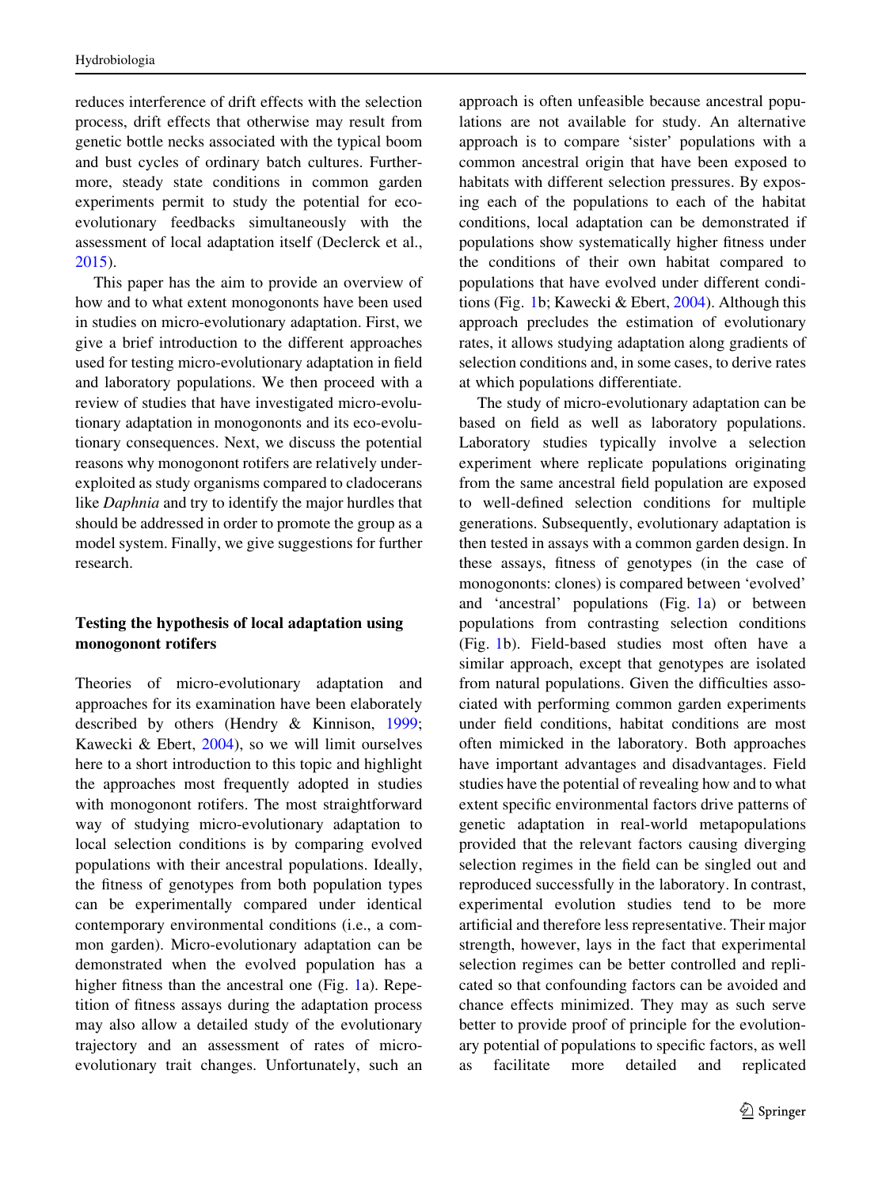reduces interference of drift effects with the selection process, drift effects that otherwise may result from genetic bottle necks associated with the typical boom and bust cycles of ordinary batch cultures. Furthermore, steady state conditions in common garden experiments permit to study the potential for eco-evolutionary feedbacks simultaneously with the assessment of local adaptation itself (Declerck et al., 2015).

This paper has the aim to provide an overview of how and to what extent monogononts have been used in studies on micro-evolutionary adaptation. First, we give a brief introduction to the different approaches used for testing micro-evolutionary adaptation in field and laboratory populations. We then proceed with a review of studies that have investigated micro-evolutionary adaptation in monogononts and its eco-evolutionary consequences. Next, we discuss the potential reasons why monogonont rotifers are relatively underexploited as study organisms compared to cladocerans like *Daphnia* and try to identify the major hurdles that should be addressed in order to promote the group as a model system. Finally, we give suggestions for further research.

## Testing the hypothesis of local adaptation using monogonont rotifers

Theories of micro-evolutionary adaptation and approaches for its examination have been elaborately described by others (Hendry & Kinnison, 1999; Kawecki & Ebert, 2004), so we will limit ourselves here to a short introduction to this topic and highlight the approaches most frequently adopted in studies with monogonont rotifers. The most straightforward way of studying micro-evolutionary adaptation to local selection conditions is by comparing evolved populations with their ancestral populations. Ideally, the fitness of genotypes from both population types can be experimentally compared under identical contemporary environmental conditions (i.e., a common garden). Micro-evolutionary adaptation can be demonstrated when the evolved population has a higher fitness than the ancestral one (Fig. 1a). Repetition of fitness assays during the adaptation process may also allow a detailed study of the evolutionary trajectory and an assessment of rates of micro-evolutionary trait changes. Unfortunately, such an approach is often unfeasible because ancestral populations are not available for study. An alternative approach is to compare 'sister' populations with a common ancestral origin that have been exposed to habitats with different selection pressures. By exposing each of the populations to each of the habitat conditions, local adaptation can be demonstrated if populations show systematically higher fitness under the conditions of their own habitat compared to populations that have evolved under different conditions (Fig. 1b; Kawecki & Ebert, 2004). Although this approach precludes the estimation of evolutionary rates, it allows studying adaptation along gradients of selection conditions and, in some cases, to derive rates at which populations differentiate.

The study of micro-evolutionary adaptation can be based on field as well as laboratory populations. Laboratory studies typically involve a selection experiment where replicate populations originating from the same ancestral field population are exposed to well-defined selection conditions for multiple generations. Subsequently, evolutionary adaptation is then tested in assays with a common garden design. In these assays, fitness of genotypes (in the case of monogononts: clones) is compared between 'evolved' and 'ancestral' populations (Fig. 1a) or between populations from contrasting selection conditions (Fig. 1b). Field-based studies most often have a similar approach, except that genotypes are isolated from natural populations. Given the difficulties associated with performing common garden experiments under field conditions, habitat conditions are most often mimicked in the laboratory. Both approaches have important advantages and disadvantages. Field studies have the potential of revealing how and to what extent specific environmental factors drive patterns of genetic adaptation in real-world metapopulations provided that the relevant factors causing diverging selection regimes in the field can be singled out and reproduced successfully in the laboratory. In contrast, experimental evolution studies tend to be more artificial and therefore less representative. Their major strength, however, lays in the fact that experimental selection regimes can be better controlled and replicated so that confounding factors can be avoided and chance effects minimized. They may as such serve better to provide proof of principle for the evolutionary potential of populations to specific factors, as well as facilitate more detailed and replicated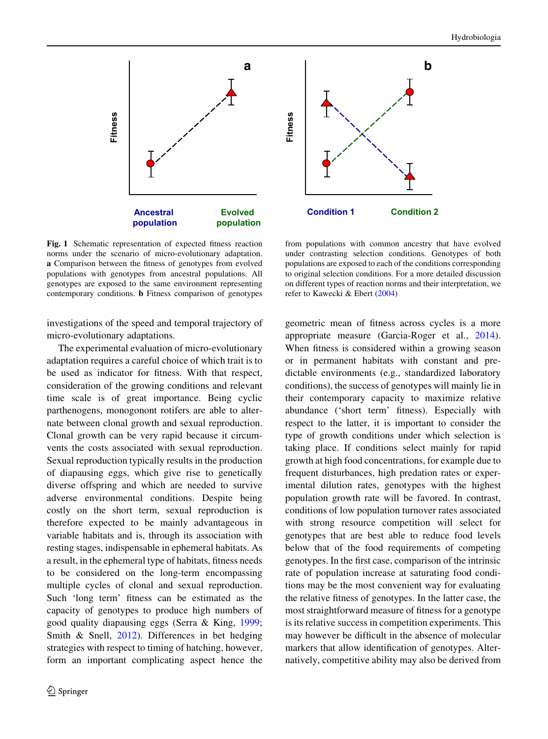a

Fitness

Ancestral population

Evolved population

b

Fitness

Condition 1

Condition 2

**Fig. 1** Schematic representation of expected fitness reaction norms under the scenario of micro-evolutionary adaptation. **a** Comparison between the fitness of genotypes from evolved populations with genotypes from ancestral populations. All genotypes are exposed to the same environment representing contemporary conditions. **b** Fitness comparison of genotypes from populations with common ancestry that have evolved under contrasting selection conditions. Genotypes of both populations are exposed to each of the conditions corresponding to original selection conditions. For a more detailed discussion on different types of reaction norms and their interpretation, we refer to Kawecki & Ebert (2004)

investigations of the speed and temporal trajectory of micro-evolutionary adaptations.

The experimental evaluation of micro-evolutionary adaptation requires a careful choice of which trait is to be used as indicator for fitness. With that respect, consideration of the growing conditions and relevant time scale is of great importance. Being cyclic parthenogens, monogonont rotifers are able to alternate between clonal growth and sexual reproduction. Clonal growth can be very rapid because it circumvents the costs associated with sexual reproduction. Sexual reproduction typically results in the production of diapausing eggs, which give rise to genetically diverse offspring and which are needed to survive adverse environmental conditions. Despite being costly on the short term, sexual reproduction is therefore expected to be mainly advantageous in variable habitats and is, through its association with resting stages, indispensable in ephemeral habitats. As a result, in the ephemeral type of habitats, fitness needs to be considered on the long-term encompassing multiple cycles of clonal and sexual reproduction. Such 'long term' fitness can be estimated as the capacity of genotypes to produce high numbers of good quality diapausing eggs (Serra & King, 1999; Smith & Snell, 2012). Differences in bet hedging strategies with respect to timing of hatching, however, form an important complicating aspect hence the geometric mean of fitness across cycles is a more appropriate measure (Garcia-Roger et al., 2014). When fitness is considered within a growing season or in permanent habitats with constant and predictable environments (e.g., standardized laboratory conditions), the success of genotypes will mainly lie in their contemporary capacity to maximize relative abundance ('short term' fitness). Especially with respect to the latter, it is important to consider the type of growth conditions under which selection is taking place. If conditions select mainly for rapid growth at high food concentrations, for example due to frequent disturbances, high predation rates or experimental dilution rates, genotypes with the highest population growth rate will be favored. In contrast, conditions of low population turnover rates associated with strong resource competition will select for genotypes that are best able to reduce food levels below that of the food requirements of competing genotypes. In the first case, comparison of the intrinsic rate of population increase at saturating food conditions may be the most convenient way for evaluating the relative fitness of genotypes. In the latter case, the most straightforward measure of fitness for a genotype is its relative success in competition experiments. This may however be difficult in the absence of molecular markers that allow identification of genotypes. Alternatively, competitive ability may also be derived from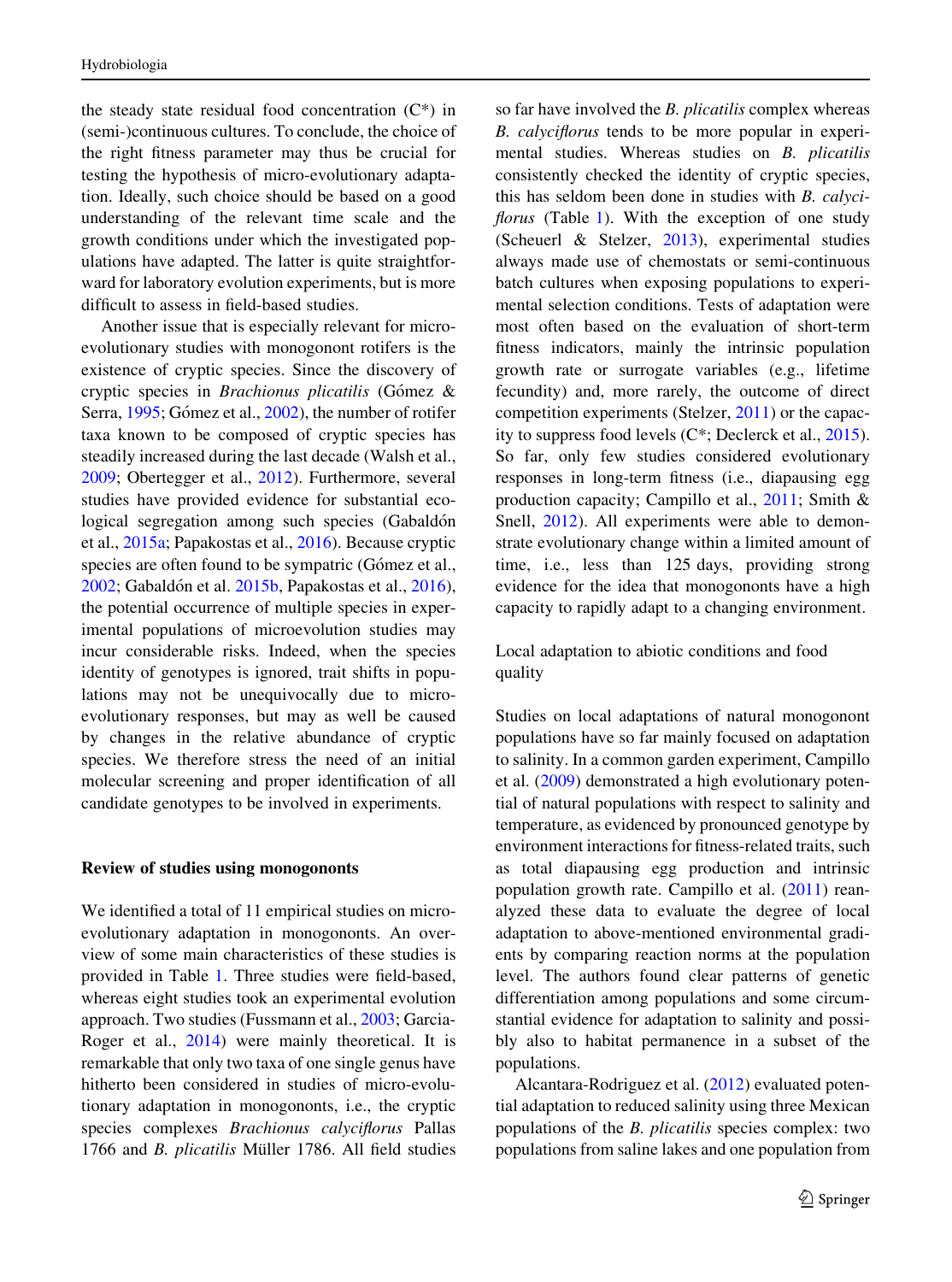the steady state residual food concentration (C*) in (semi-)continuous cultures. To conclude, the choice of the right fitness parameter may thus be crucial for testing the hypothesis of micro-evolutionary adaptation. Ideally, such choice should be based on a good understanding of the relevant time scale and the growth conditions under which the investigated populations have adapted. The latter is quite straightforward for laboratory evolution experiments, but is more difficult to assess in field-based studies.

Another issue that is especially relevant for micro-evolutionary studies with monogonont rotifers is the existence of cryptic species. Since the discovery of cryptic species in *Brachionus plicatilis* (Gómez & Serra, 1995; Gómez et al., 2002), the number of rotifer taxa known to be composed of cryptic species has steadily increased during the last decade (Walsh et al., 2009; Obertegger et al., 2012). Furthermore, several studies have provided evidence for substantial ecological segregation among such species (Gabaldón et al., 2015a; Papakostas et al., 2016). Because cryptic species are often found to be sympatric (Gómez et al., 2002; Gabaldón et al. 2015b, Papakostas et al., 2016), the potential occurrence of multiple species in experimental populations of microevolution studies may incur considerable risks. Indeed, when the species identity of genotypes is ignored, trait shifts in populations may not be unequivocally due to micro-evolutionary responses, but may as well be caused by changes in the relative abundance of cryptic species. We therefore stress the need of an initial molecular screening and proper identification of all candidate genotypes to be involved in experiments.

## Review of studies using monogononts

We identified a total of 11 empirical studies on micro-evolutionary adaptation in monogononts. An overview of some main characteristics of these studies is provided in Table 1. Three studies were field-based, whereas eight studies took an experimental evolution approach. Two studies (Fussmann et al., 2003; Garcia-Roger et al., 2014) were mainly theoretical. It is remarkable that only two taxa of one single genus have hitherto been considered in studies of micro-evolutionary adaptation in monogononts, i.e., the cryptic species complexes *Brachionus calyciflorus* Pallas 1766 and *B. plicatilis* Müller 1786. All field studies so far have involved the *B. plicatilis* complex whereas *B. calyciflorus* tends to be more popular in experimental studies. Whereas studies on *B. plicatilis* consistently checked the identity of cryptic species, this has seldom been done in studies with *B. calyciflorus* (Table 1). With the exception of one study (Scheuerl & Stelzer, 2013), experimental studies always made use of chemostats or semi-continuous batch cultures when exposing populations to experimental selection conditions. Tests of adaptation were most often based on the evaluation of short-term fitness indicators, mainly the intrinsic population growth rate or surrogate variables (e.g., lifetime fecundity) and, more rarely, the outcome of direct competition experiments (Stelzer, 2011) or the capacity to suppress food levels (C*; Declerck et al., 2015). So far, only few studies considered evolutionary responses in long-term fitness (i.e., diapausing egg production capacity; Campillo et al., 2011; Smith & Snell, 2012). All experiments were able to demonstrate evolutionary change within a limited amount of time, i.e., less than 125 days, providing strong evidence for the idea that monogononts have a high capacity to rapidly adapt to a changing environment.

### Local adaptation to abiotic conditions and food quality

Studies on local adaptations of natural monogonont populations have so far mainly focused on adaptation to salinity. In a common garden experiment, Campillo et al. (2009) demonstrated a high evolutionary potential of natural populations with respect to salinity and temperature, as evidenced by pronounced genotype by environment interactions for fitness-related traits, such as total diapausing egg production and intrinsic population growth rate. Campillo et al. (2011) reanalyzed these data to evaluate the degree of local adaptation to above-mentioned environmental gradients by comparing reaction norms at the population level. The authors found clear patterns of genetic differentiation among populations and some circumstantial evidence for adaptation to salinity and possibly also to habitat permanence in a subset of the populations.

Alcantara-Rodriguez et al. (2012) evaluated potential adaptation to reduced salinity using three Mexican populations of the *B. plicatilis* species complex: two populations from saline lakes and one population from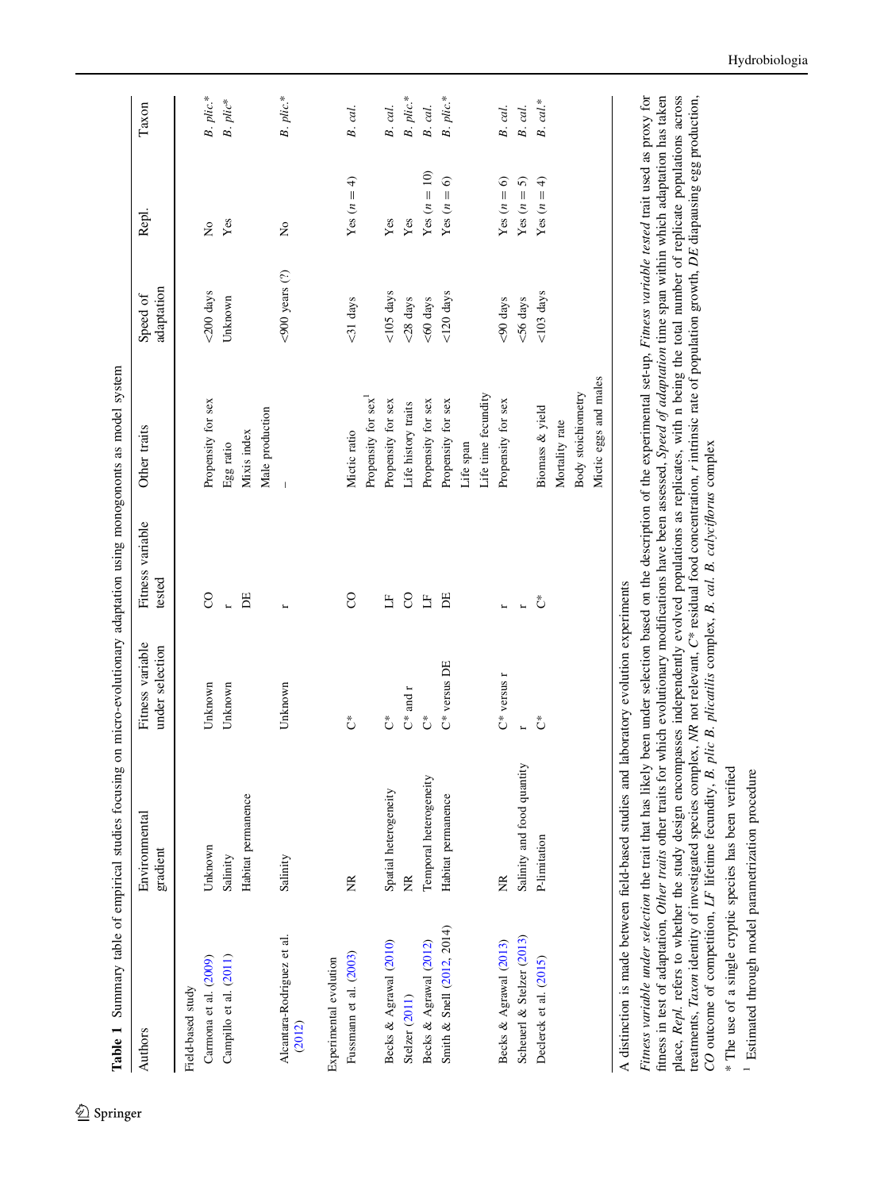**Table 1** Summary table of empirical studies focusing on micro-evolutionary adaptation using monogononts as model system

| Authors | Environmental gradient | Fitness variable under selection | Fitness variable tested | Other traits | Speed of adaptation | Repl. | Taxon |
|---|---|---|---|---|---|---|---|
| *Field-based study* | | | | | | | |
| Carmona et al. (2009) | Unknown | Unknown | CO | Propensity for sex | <200 days | No | *B. plic.** |
| Campillo et al. (2011) | Salinity<br>Habitat permanence | Unknown | r<br>DE | Egg ratio<br>Mixis index<br>Male production | Unknown | Yes | *B. plic** |
| Alcantara-Rodriguez et al. (2012) | Salinity | Unknown | r | – | <900 years (?) | No | *B. plic.** |
| *Experimental evolution* | | | | | | | |
| Fussmann et al. (2003) | NR | C* | CO | Mictic ratio<br>Propensity for sex[1] | <31 days | Yes ($n = 4$) | *B. cal.* |
| Becks & Agrawal (2010) | Spatial heterogeneity | C* | LF | Propensity for sex | <105 days | Yes | *B. cal.* |
| Stelzer (2011) | NR | C* and r | CO | Life history traits | <28 days | Yes | *B. plic.** |
| Becks & Agrawal (2012) | Temporal heterogeneity | C* | LF | Propensity for sex | <60 days | Yes ($n = 10$) | *B. cal.* |
| Smith & Snell (2012, 2014) | Habitat permanence | C* versus DE | DE | Propensity for sex<br>Life span<br>Life time fecundity | <120 days | Yes ($n = 6$) | *B. plic.** |
| Becks & Agrawal (2013) | NR | C* versus r | r | Propensity for sex | <90 days | Yes ($n = 6$) | *B. cal.* |
| Scheuerl & Stelzer (2013) | Salinity and food quantity | r | r | | <56 days | Yes ($n = 5$) | *B. cal.* |
| Declerck et al. (2015) | P-limitation | C* | C* | Biomass & yield<br>Mortality rate<br>Body stoichiometry<br>Mictic eggs and males | <103 days | Yes ($n = 4$) | *B. cal.** |

A distinction is made between field-based studies and laboratory evolution experiments

*Fitness variable under selection* the trait that has likely been under selection based on the description of the experimental set-up, *Fitness variable tested* trait used as proxy for fitness in test of adaptation, *Other traits* other traits for which evolutionary modifications have been assessed, *Speed of adaptation* time span within which adaptation has taken place, *Repl.* refers to whether the study design encompasses independently evolved populations as replicates, with n being the total number of replicate populations across treatments, *Taxon* identity of investigated species complex, *NR* not relevant, *C** residual food concentration, *r* intrinsic rate of population growth, *DE* diapausing egg production, *CO* outcome of competition, *LF* lifetime fecundity, *B. plic* *B. plicatilis* complex, *B. cal.* *B. calyciflorus* complex

\* The use of a single cryptic species has been verified

[1] Estimated through model parametrization procedure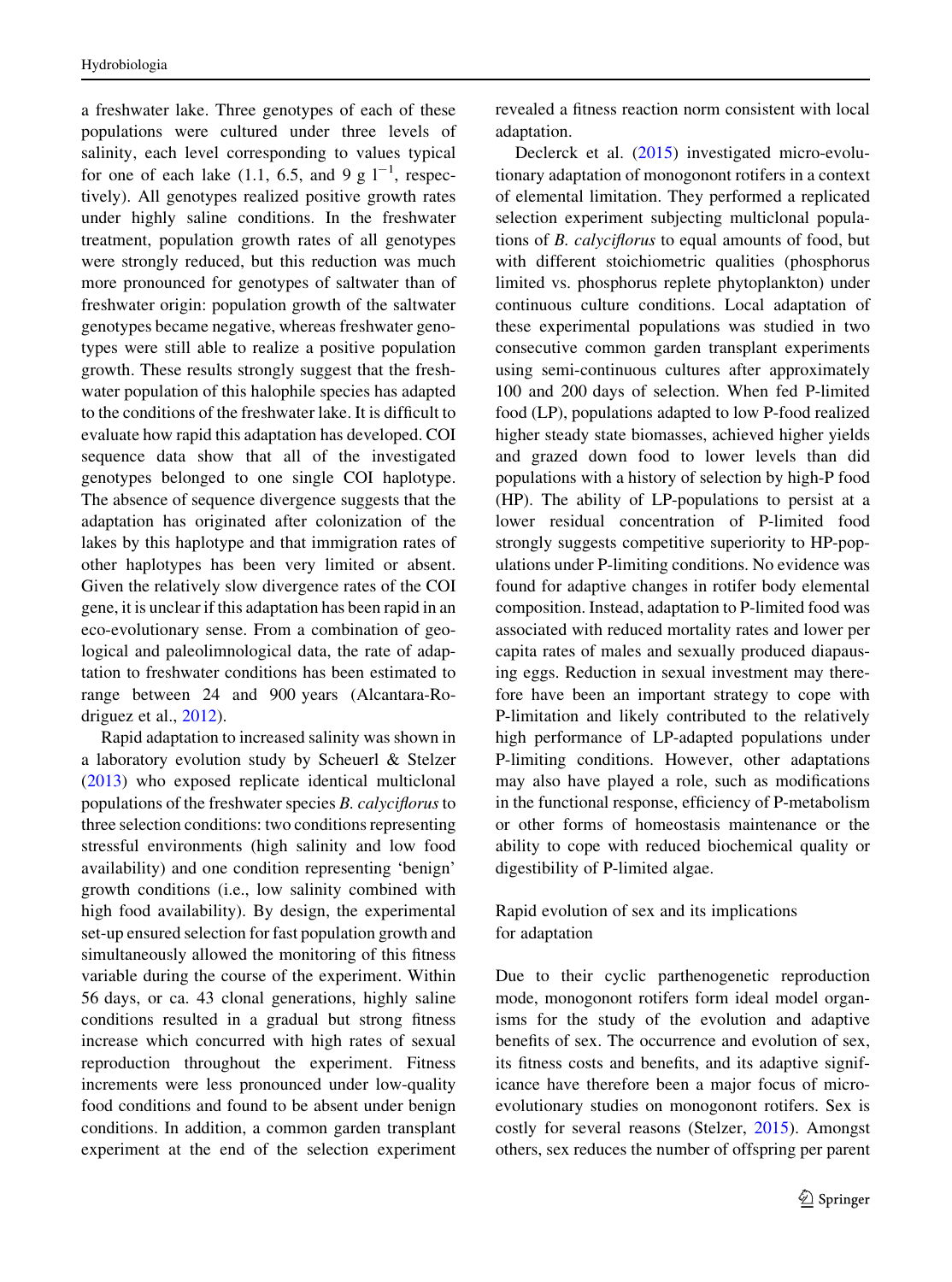a freshwater lake. Three genotypes of each of these populations were cultured under three levels of salinity, each level corresponding to values typical for one of each lake (1.1, 6.5, and 9 g $l^{-1}$, respectively). All genotypes realized positive growth rates under highly saline conditions. In the freshwater treatment, population growth rates of all genotypes were strongly reduced, but this reduction was much more pronounced for genotypes of saltwater than of freshwater origin: population growth of the saltwater genotypes became negative, whereas freshwater genotypes were still able to realize a positive population growth. These results strongly suggest that the freshwater population of this halophile species has adapted to the conditions of the freshwater lake. It is difficult to evaluate how rapid this adaptation has developed. COI sequence data show that all of the investigated genotypes belonged to one single COI haplotype. The absence of sequence divergence suggests that the adaptation has originated after colonization of the lakes by this haplotype and that immigration rates of other haplotypes has been very limited or absent. Given the relatively slow divergence rates of the COI gene, it is unclear if this adaptation has been rapid in an eco-evolutionary sense. From a combination of geological and paleolimnological data, the rate of adaptation to freshwater conditions has been estimated to range between 24 and 900 years (Alcantara-Rodriguez et al., 2012).

Rapid adaptation to increased salinity was shown in a laboratory evolution study by Scheuerl & Stelzer (2013) who exposed replicate identical multiclonal populations of the freshwater species *B. calyciflorus* to three selection conditions: two conditions representing stressful environments (high salinity and low food availability) and one condition representing 'benign' growth conditions (i.e., low salinity combined with high food availability). By design, the experimental set-up ensured selection for fast population growth and simultaneously allowed the monitoring of this fitness variable during the course of the experiment. Within 56 days, or ca. 43 clonal generations, highly saline conditions resulted in a gradual but strong fitness increase which concurred with high rates of sexual reproduction throughout the experiment. Fitness increments were less pronounced under low-quality food conditions and found to be absent under benign conditions. In addition, a common garden transplant experiment at the end of the selection experiment revealed a fitness reaction norm consistent with local adaptation.

Declerck et al. (2015) investigated micro-evolutionary adaptation of monogonont rotifers in a context of elemental limitation. They performed a replicated selection experiment subjecting multiclonal populations of *B. calyciflorus* to equal amounts of food, but with different stoichiometric qualities (phosphorus limited vs. phosphorus replete phytoplankton) under continuous culture conditions. Local adaptation of these experimental populations was studied in two consecutive common garden transplant experiments using semi-continuous cultures after approximately 100 and 200 days of selection. When fed P-limited food (LP), populations adapted to low P-food realized higher steady state biomasses, achieved higher yields and grazed down food to lower levels than did populations with a history of selection by high-P food (HP). The ability of LP-populations to persist at a lower residual concentration of P-limited food strongly suggests competitive superiority to HP-populations under P-limiting conditions. No evidence was found for adaptive changes in rotifer body elemental composition. Instead, adaptation to P-limited food was associated with reduced mortality rates and lower per capita rates of males and sexually produced diapausing eggs. Reduction in sexual investment may therefore have been an important strategy to cope with P-limitation and likely contributed to the relatively high performance of LP-adapted populations under P-limiting conditions. However, other adaptations may also have played a role, such as modifications in the functional response, efficiency of P-metabolism or other forms of homeostasis maintenance or the ability to cope with reduced biochemical quality or digestibility of P-limited algae.

## Rapid evolution of sex and its implications for adaptation

Due to their cyclic parthenogenetic reproduction mode, monogonont rotifers form ideal model organisms for the study of the evolution and adaptive benefits of sex. The occurrence and evolution of sex, its fitness costs and benefits, and its adaptive significance have therefore been a major focus of micro-evolutionary studies on monogonont rotifers. Sex is costly for several reasons (Stelzer, 2015). Amongst others, sex reduces the number of offspring per parent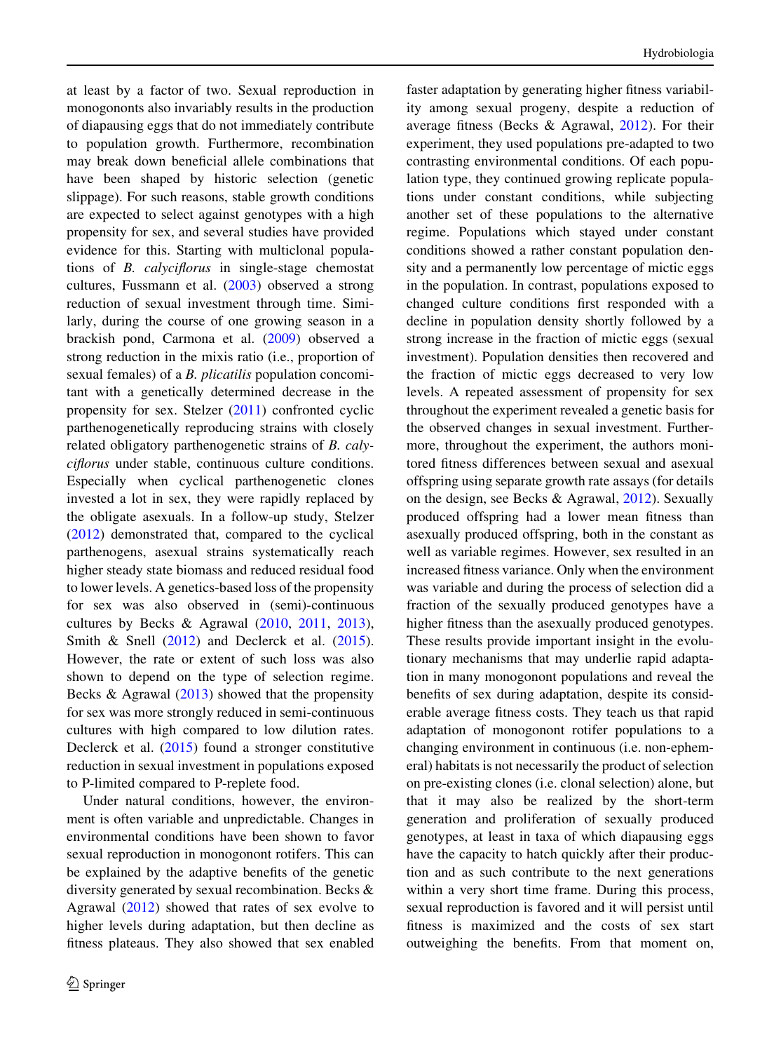at least by a factor of two. Sexual reproduction in monogononts also invariably results in the production of diapausing eggs that do not immediately contribute to population growth. Furthermore, recombination may break down beneficial allele combinations that have been shaped by historic selection (genetic slippage). For such reasons, stable growth conditions are expected to select against genotypes with a high propensity for sex, and several studies have provided evidence for this. Starting with multiclonal populations of *B. calyciflorus* in single-stage chemostat cultures, Fussmann et al. (2003) observed a strong reduction of sexual investment through time. Similarly, during the course of one growing season in a brackish pond, Carmona et al. (2009) observed a strong reduction in the mixis ratio (i.e., proportion of sexual females) of a *B. plicatilis* population concomitant with a genetically determined decrease in the propensity for sex. Stelzer (2011) confronted cyclic parthenogenetically reproducing strains with closely related obligatory parthenogenetic strains of *B. calyciflorus* under stable, continuous culture conditions. Especially when cyclical parthenogenetic clones invested a lot in sex, they were rapidly replaced by the obligate asexuals. In a follow-up study, Stelzer (2012) demonstrated that, compared to the cyclical parthenogens, asexual strains systematically reach higher steady state biomass and reduced residual food to lower levels. A genetics-based loss of the propensity for sex was also observed in (semi)-continuous cultures by Becks & Agrawal (2010, 2011, 2013), Smith & Snell (2012) and Declerck et al. (2015). However, the rate or extent of such loss was also shown to depend on the type of selection regime. Becks & Agrawal (2013) showed that the propensity for sex was more strongly reduced in semi-continuous cultures with high compared to low dilution rates. Declerck et al. (2015) found a stronger constitutive reduction in sexual investment in populations exposed to P-limited compared to P-replete food.

Under natural conditions, however, the environment is often variable and unpredictable. Changes in environmental conditions have been shown to favor sexual reproduction in monogonont rotifers. This can be explained by the adaptive benefits of the genetic diversity generated by sexual recombination. Becks & Agrawal (2012) showed that rates of sex evolve to higher levels during adaptation, but then decline as fitness plateaus. They also showed that sex enabled faster adaptation by generating higher fitness variability among sexual progeny, despite a reduction of average fitness (Becks & Agrawal, 2012). For their experiment, they used populations pre-adapted to two contrasting environmental conditions. Of each population type, they continued growing replicate populations under constant conditions, while subjecting another set of these populations to the alternative regime. Populations which stayed under constant conditions showed a rather constant population density and a permanently low percentage of mictic eggs in the population. In contrast, populations exposed to changed culture conditions first responded with a decline in population density shortly followed by a strong increase in the fraction of mictic eggs (sexual investment). Population densities then recovered and the fraction of mictic eggs decreased to very low levels. A repeated assessment of propensity for sex throughout the experiment revealed a genetic basis for the observed changes in sexual investment. Furthermore, throughout the experiment, the authors monitored fitness differences between sexual and asexual offspring using separate growth rate assays (for details on the design, see Becks & Agrawal, 2012). Sexually produced offspring had a lower mean fitness than asexually produced offspring, both in the constant as well as variable regimes. However, sex resulted in an increased fitness variance. Only when the environment was variable and during the process of selection did a fraction of the sexually produced genotypes have a higher fitness than the asexually produced genotypes. These results provide important insight in the evolutionary mechanisms that may underlie rapid adaptation in many monogonont populations and reveal the benefits of sex during adaptation, despite its considerable average fitness costs. They teach us that rapid adaptation of monogonont rotifer populations to a changing environment in continuous (i.e. non-ephemeral) habitats is not necessarily the product of selection on pre-existing clones (i.e. clonal selection) alone, but that it may also be realized by the short-term generation and proliferation of sexually produced genotypes, at least in taxa of which diapausing eggs have the capacity to hatch quickly after their production and as such contribute to the next generations within a very short time frame. During this process, sexual reproduction is favored and it will persist until fitness is maximized and the costs of sex start outweighing the benefits. From that moment on,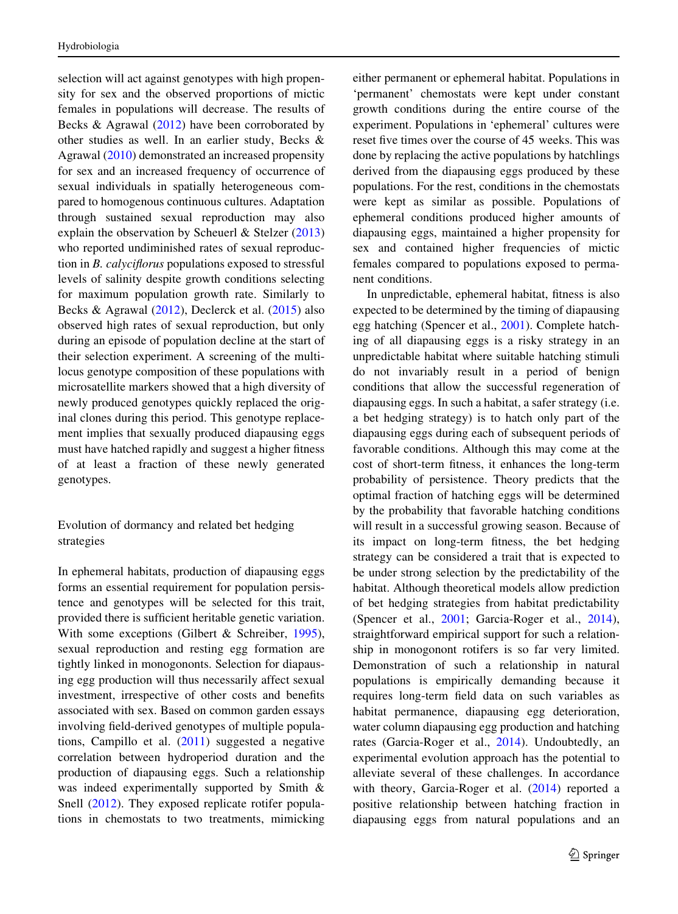selection will act against genotypes with high propensity for sex and the observed proportions of mictic females in populations will decrease. The results of Becks & Agrawal (2012) have been corroborated by other studies as well. In an earlier study, Becks & Agrawal (2010) demonstrated an increased propensity for sex and an increased frequency of occurrence of sexual individuals in spatially heterogeneous compared to homogenous continuous cultures. Adaptation through sustained sexual reproduction may also explain the observation by Scheuerl & Stelzer (2013) who reported undiminished rates of sexual reproduction in *B. calyciflorus* populations exposed to stressful levels of salinity despite growth conditions selecting for maximum population growth rate. Similarly to Becks & Agrawal (2012), Declerck et al. (2015) also observed high rates of sexual reproduction, but only during an episode of population decline at the start of their selection experiment. A screening of the multilocus genotype composition of these populations with microsatellite markers showed that a high diversity of newly produced genotypes quickly replaced the original clones during this period. This genotype replacement implies that sexually produced diapausing eggs must have hatched rapidly and suggest a higher fitness of at least a fraction of these newly generated genotypes.

## Evolution of dormancy and related bet hedging strategies

In ephemeral habitats, production of diapausing eggs forms an essential requirement for population persistence and genotypes will be selected for this trait, provided there is sufficient heritable genetic variation. With some exceptions (Gilbert & Schreiber, 1995), sexual reproduction and resting egg formation are tightly linked in monogononts. Selection for diapausing egg production will thus necessarily affect sexual investment, irrespective of other costs and benefits associated with sex. Based on common garden essays involving field-derived genotypes of multiple populations, Campillo et al. (2011) suggested a negative correlation between hydroperiod duration and the production of diapausing eggs. Such a relationship was indeed experimentally supported by Smith & Snell (2012). They exposed replicate rotifer populations in chemostats to two treatments, mimicking either permanent or ephemeral habitat. Populations in 'permanent' chemostats were kept under constant growth conditions during the entire course of the experiment. Populations in 'ephemeral' cultures were reset five times over the course of 45 weeks. This was done by replacing the active populations by hatchlings derived from the diapausing eggs produced by these populations. For the rest, conditions in the chemostats were kept as similar as possible. Populations of ephemeral conditions produced higher amounts of diapausing eggs, maintained a higher propensity for sex and contained higher frequencies of mictic females compared to populations exposed to permanent conditions.

In unpredictable, ephemeral habitat, fitness is also expected to be determined by the timing of diapausing egg hatching (Spencer et al., 2001). Complete hatching of all diapausing eggs is a risky strategy in an unpredictable habitat where suitable hatching stimuli do not invariably result in a period of benign conditions that allow the successful regeneration of diapausing eggs. In such a habitat, a safer strategy (i.e. a bet hedging strategy) is to hatch only part of the diapausing eggs during each of subsequent periods of favorable conditions. Although this may come at the cost of short-term fitness, it enhances the long-term probability of persistence. Theory predicts that the optimal fraction of hatching eggs will be determined by the probability that favorable hatching conditions will result in a successful growing season. Because of its impact on long-term fitness, the bet hedging strategy can be considered a trait that is expected to be under strong selection by the predictability of the habitat. Although theoretical models allow prediction of bet hedging strategies from habitat predictability (Spencer et al., 2001; Garcia-Roger et al., 2014), straightforward empirical support for such a relationship in monogonont rotifers is so far very limited. Demonstration of such a relationship in natural populations is empirically demanding because it requires long-term field data on such variables as habitat permanence, diapausing egg deterioration, water column diapausing egg production and hatching rates (Garcia-Roger et al., 2014). Undoubtedly, an experimental evolution approach has the potential to alleviate several of these challenges. In accordance with theory, Garcia-Roger et al. (2014) reported a positive relationship between hatching fraction in diapausing eggs from natural populations and an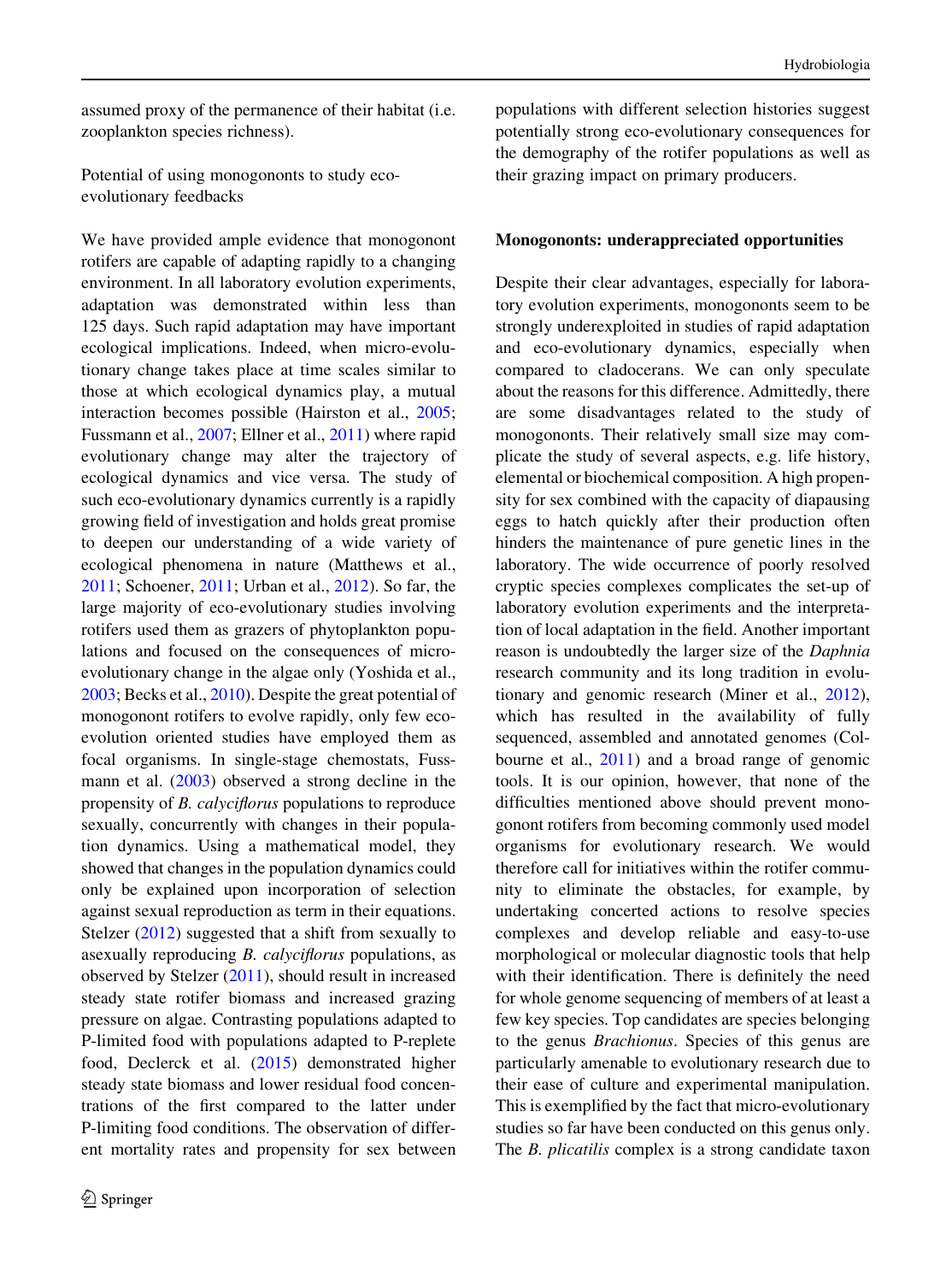assumed proxy of the permanence of their habitat (i.e. zooplankton species richness).

### Potential of using monogononts to study eco-evolutionary feedbacks

We have provided ample evidence that monogonont rotifers are capable of adapting rapidly to a changing environment. In all laboratory evolution experiments, adaptation was demonstrated within less than 125 days. Such rapid adaptation may have important ecological implications. Indeed, when micro-evolutionary change takes place at time scales similar to those at which ecological dynamics play, a mutual interaction becomes possible (Hairston et al., 2005; Fussmann et al., 2007; Ellner et al., 2011) where rapid evolutionary change may alter the trajectory of ecological dynamics and vice versa. The study of such eco-evolutionary dynamics currently is a rapidly growing field of investigation and holds great promise to deepen our understanding of a wide variety of ecological phenomena in nature (Matthews et al., 2011; Schoener, 2011; Urban et al., 2012). So far, the large majority of eco-evolutionary studies involving rotifers used them as grazers of phytoplankton populations and focused on the consequences of micro-evolutionary change in the algae only (Yoshida et al., 2003; Becks et al., 2010). Despite the great potential of monogonont rotifers to evolve rapidly, only few eco-evolution oriented studies have employed them as focal organisms. In single-stage chemostats, Fussmann et al. (2003) observed a strong decline in the propensity of *B. calyciflorus* populations to reproduce sexually, concurrently with changes in their population dynamics. Using a mathematical model, they showed that changes in the population dynamics could only be explained upon incorporation of selection against sexual reproduction as term in their equations. Stelzer (2012) suggested that a shift from sexually to asexually reproducing *B. calyciflorus* populations, as observed by Stelzer (2011), should result in increased steady state rotifer biomass and increased grazing pressure on algae. Contrasting populations adapted to P-limited food with populations adapted to P-replete food, Declerck et al. (2015) demonstrated higher steady state biomass and lower residual food concentrations of the first compared to the latter under P-limiting food conditions. The observation of different mortality rates and propensity for sex between populations with different selection histories suggest potentially strong eco-evolutionary consequences for the demography of the rotifer populations as well as their grazing impact on primary producers.

## Monogononts: underappreciated opportunities

Despite their clear advantages, especially for laboratory evolution experiments, monogononts seem to be strongly underexploited in studies of rapid adaptation and eco-evolutionary dynamics, especially when compared to cladocerans. We can only speculate about the reasons for this difference. Admittedly, there are some disadvantages related to the study of monogononts. Their relatively small size may complicate the study of several aspects, e.g. life history, elemental or biochemical composition. A high propensity for sex combined with the capacity of diapausing eggs to hatch quickly after their production often hinders the maintenance of pure genetic lines in the laboratory. The wide occurrence of poorly resolved cryptic species complexes complicates the set-up of laboratory evolution experiments and the interpretation of local adaptation in the field. Another important reason is undoubtedly the larger size of the *Daphnia* research community and its long tradition in evolutionary and genomic research (Miner et al., 2012), which has resulted in the availability of fully sequenced, assembled and annotated genomes (Colbourne et al., 2011) and a broad range of genomic tools. It is our opinion, however, that none of the difficulties mentioned above should prevent monogonont rotifers from becoming commonly used model organisms for evolutionary research. We would therefore call for initiatives within the rotifer community to eliminate the obstacles, for example, by undertaking concerted actions to resolve species complexes and develop reliable and easy-to-use morphological or molecular diagnostic tools that help with their identification. There is definitely the need for whole genome sequencing of members of at least a few key species. Top candidates are species belonging to the genus *Brachionus*. Species of this genus are particularly amenable to evolutionary research due to their ease of culture and experimental manipulation. This is exemplified by the fact that micro-evolutionary studies so far have been conducted on this genus only. The *B. plicatilis* complex is a strong candidate taxon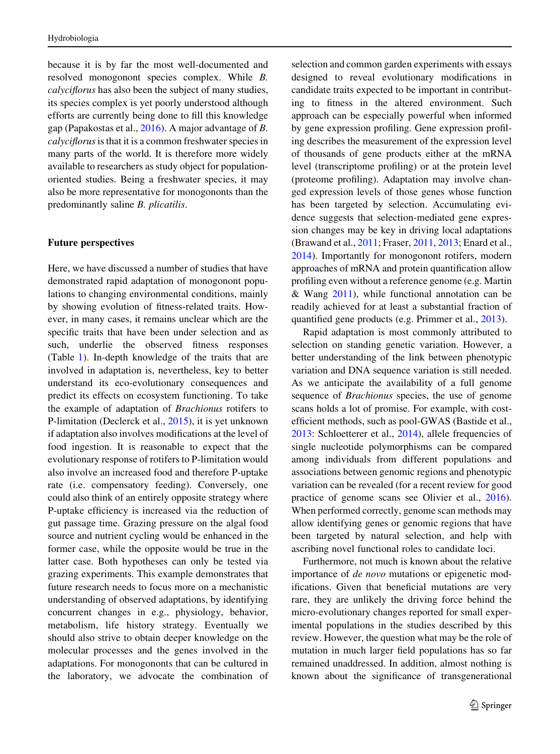because it is by far the most well-documented and resolved monogonont species complex. While *B. calyciflorus* has also been the subject of many studies, its species complex is yet poorly understood although efforts are currently being done to fill this knowledge gap (Papakostas et al., 2016). A major advantage of *B. calyciflorus* is that it is a common freshwater species in many parts of the world. It is therefore more widely available to researchers as study object for population-oriented studies. Being a freshwater species, it may also be more representative for monogononts than the predominantly saline *B. plicatilis*.

## Future perspectives

Here, we have discussed a number of studies that have demonstrated rapid adaptation of monogonont populations to changing environmental conditions, mainly by showing evolution of fitness-related traits. However, in many cases, it remains unclear which are the specific traits that have been under selection and as such, underlie the observed fitness responses (Table 1). In-depth knowledge of the traits that are involved in adaptation is, nevertheless, key to better understand its eco-evolutionary consequences and predict its effects on ecosystem functioning. To take the example of adaptation of *Brachionus* rotifers to P-limitation (Declerck et al., 2015), it is yet unknown if adaptation also involves modifications at the level of food ingestion. It is reasonable to expect that the evolutionary response of rotifers to P-limitation would also involve an increased food and therefore P-uptake rate (i.e. compensatory feeding). Conversely, one could also think of an entirely opposite strategy where P-uptake efficiency is increased via the reduction of gut passage time. Grazing pressure on the algal food source and nutrient cycling would be enhanced in the former case, while the opposite would be true in the latter case. Both hypotheses can only be tested via grazing experiments. This example demonstrates that future research needs to focus more on a mechanistic understanding of observed adaptations, by identifying concurrent changes in e.g., physiology, behavior, metabolism, life history strategy. Eventually we should also strive to obtain deeper knowledge on the molecular processes and the genes involved in the adaptations. For monogononts that can be cultured in the laboratory, we advocate the combination of selection and common garden experiments with essays designed to reveal evolutionary modifications in candidate traits expected to be important in contributing to fitness in the altered environment. Such approach can be especially powerful when informed by gene expression profiling. Gene expression profiling describes the measurement of the expression level of thousands of gene products either at the mRNA level (transcriptome profiling) or at the protein level (proteome profiling). Adaptation may involve changed expression levels of those genes whose function has been targeted by selection. Accumulating evidence suggests that selection-mediated gene expression changes may be key in driving local adaptations (Brawand et al., 2011; Fraser, 2011, 2013; Enard et al., 2014). Importantly for monogonont rotifers, modern approaches of mRNA and protein quantification allow profiling even without a reference genome (e.g. Martin & Wang 2011), while functional annotation can be readily achieved for at least a substantial fraction of quantified gene products (e.g. Primmer et al., 2013).

Rapid adaptation is most commonly attributed to selection on standing genetic variation. However, a better understanding of the link between phenotypic variation and DNA sequence variation is still needed. As we anticipate the availability of a full genome sequence of *Brachionus* species, the use of genome scans holds a lot of promise. For example, with cost-efficient methods, such as pool-GWAS (Bastide et al., 2013: Schloetterer et al., 2014), allele frequencies of single nucleotide polymorphisms can be compared among individuals from different populations and associations between genomic regions and phenotypic variation can be revealed (for a recent review for good practice of genome scans see Olivier et al., 2016). When performed correctly, genome scan methods may allow identifying genes or genomic regions that have been targeted by natural selection, and help with ascribing novel functional roles to candidate loci.

Furthermore, not much is known about the relative importance of *de novo* mutations or epigenetic modifications. Given that beneficial mutations are very rare, they are unlikely the driving force behind the micro-evolutionary changes reported for small experimental populations in the studies described by this review. However, the question what may be the role of mutation in much larger field populations has so far remained unaddressed. In addition, almost nothing is known about the significance of transgenerational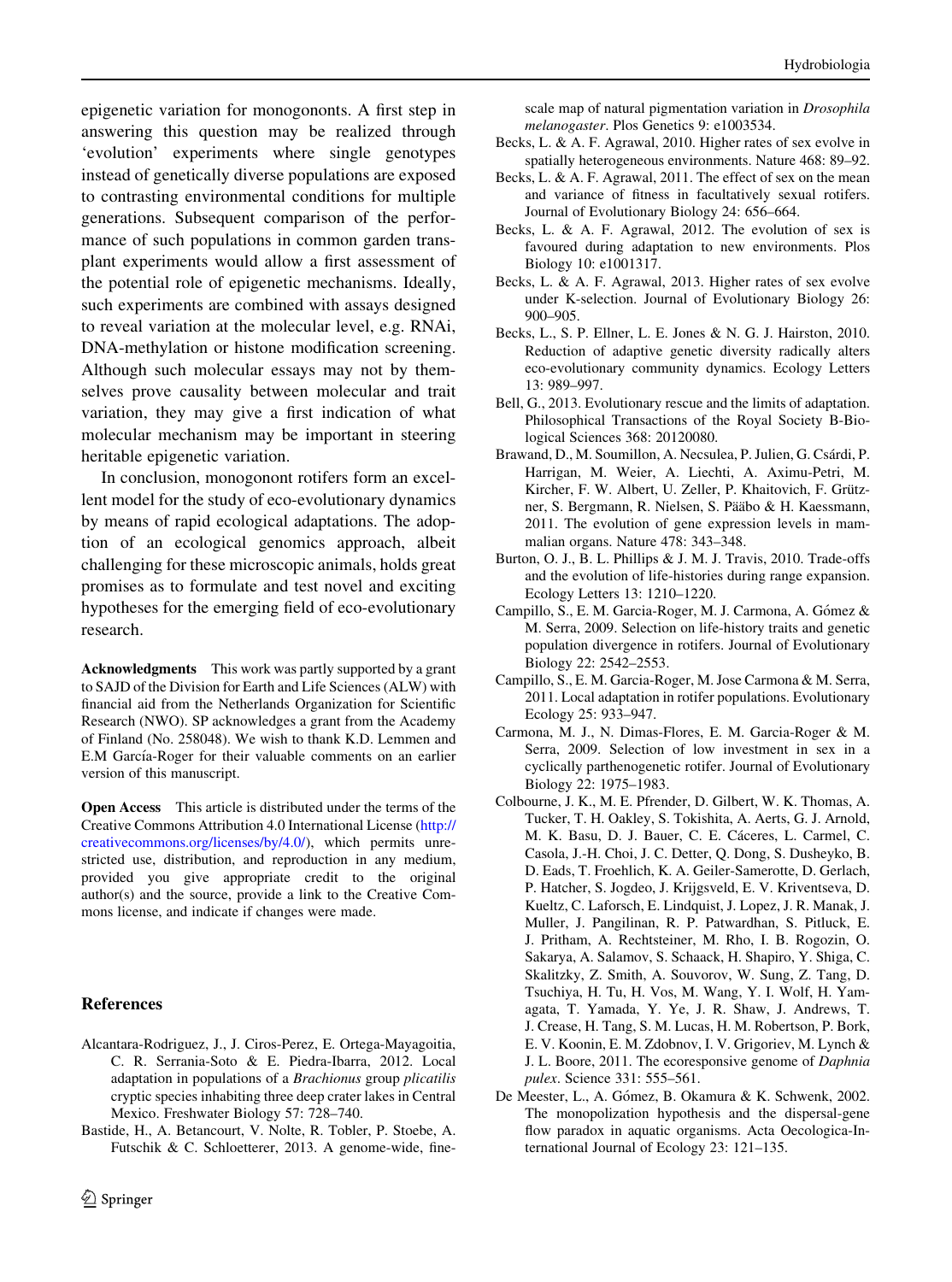epigenetic variation for monogononts. A first step in answering this question may be realized through 'evolution' experiments where single genotypes instead of genetically diverse populations are exposed to contrasting environmental conditions for multiple generations. Subsequent comparison of the performance of such populations in common garden transplant experiments would allow a first assessment of the potential role of epigenetic mechanisms. Ideally, such experiments are combined with assays designed to reveal variation at the molecular level, e.g. RNAi, DNA-methylation or histone modification screening. Although such molecular essays may not by themselves prove causality between molecular and trait variation, they may give a first indication of what molecular mechanism may be important in steering heritable epigenetic variation.

In conclusion, monogonont rotifers form an excellent model for the study of eco-evolutionary dynamics by means of rapid ecological adaptations. The adoption of an ecological genomics approach, albeit challenging for these microscopic animals, holds great promises as to formulate and test novel and exciting hypotheses for the emerging field of eco-evolutionary research.

**Acknowledgments** This work was partly supported by a grant to SAJD of the Division for Earth and Life Sciences (ALW) with financial aid from the Netherlands Organization for Scientific Research (NWO). SP acknowledges a grant from the Academy of Finland (No. 258048). We wish to thank K.D. Lemmen and E.M García-Roger for their valuable comments on an earlier version of this manuscript.

**Open Access** This article is distributed under the terms of the Creative Commons Attribution 4.0 International License (http://creativecommons.org/licenses/by/4.0/), which permits unrestricted use, distribution, and reproduction in any medium, provided you give appropriate credit to the original author(s) and the source, provide a link to the Creative Commons license, and indicate if changes were made.

## References

Alcantara-Rodriguez, J., J. Ciros-Perez, E. Ortega-Mayagoitia, C. R. Serrania-Soto & E. Piedra-Ibarra, 2012. Local adaptation in populations of a *Brachionus* group *plicatilis* cryptic species inhabiting three deep crater lakes in Central Mexico. Freshwater Biology 57: 728–740.

Bastide, H., A. Betancourt, V. Nolte, R. Tobler, P. Stoebe, A. Futschik & C. Schloetterer, 2013. A genome-wide, fine-scale map of natural pigmentation variation in *Drosophila melanogaster*. Plos Genetics 9: e1003534.

Becks, L. & A. F. Agrawal, 2010. Higher rates of sex evolve in spatially heterogeneous environments. Nature 468: 89–92.

Becks, L. & A. F. Agrawal, 2011. The effect of sex on the mean and variance of fitness in facultatively sexual rotifers. Journal of Evolutionary Biology 24: 656–664.

Becks, L. & A. F. Agrawal, 2012. The evolution of sex is favoured during adaptation to new environments. Plos Biology 10: e1001317.

Becks, L. & A. F. Agrawal, 2013. Higher rates of sex evolve under K-selection. Journal of Evolutionary Biology 26: 900–905.

Becks, L., S. P. Ellner, L. E. Jones & N. G. J. Hairston, 2010. Reduction of adaptive genetic diversity radically alters eco-evolutionary community dynamics. Ecology Letters 13: 989–997.

Bell, G., 2013. Evolutionary rescue and the limits of adaptation. Philosophical Transactions of the Royal Society B-Biological Sciences 368: 20120080.

Brawand, D., M. Soumillon, A. Necsulea, P. Julien, G. Csárdi, P. Harrigan, M. Weier, A. Liechti, A. Aximu-Petri, M. Kircher, F. W. Albert, U. Zeller, P. Khaitovich, F. Grützner, S. Bergmann, R. Nielsen, S. Pääbo & H. Kaessmann, 2011. The evolution of gene expression levels in mammalian organs. Nature 478: 343–348.

Burton, O. J., B. L. Phillips & J. M. J. Travis, 2010. Trade-offs and the evolution of life-histories during range expansion. Ecology Letters 13: 1210–1220.

Campillo, S., E. M. Garcia-Roger, M. J. Carmona, A. Gómez & M. Serra, 2009. Selection on life-history traits and genetic population divergence in rotifers. Journal of Evolutionary Biology 22: 2542–2553.

Campillo, S., E. M. Garcia-Roger, M. Jose Carmona & M. Serra, 2011. Local adaptation in rotifer populations. Evolutionary Ecology 25: 933–947.

Carmona, M. J., N. Dimas-Flores, E. M. Garcia-Roger & M. Serra, 2009. Selection of low investment in sex in a cyclically parthenogenetic rotifer. Journal of Evolutionary Biology 22: 1975–1983.

Colbourne, J. K., M. E. Pfrender, D. Gilbert, W. K. Thomas, A. Tucker, T. H. Oakley, S. Tokishita, A. Aerts, G. J. Arnold, M. K. Basu, D. J. Bauer, C. E. Cáceres, L. Carmel, C. Casola, J.-H. Choi, J. C. Detter, Q. Dong, S. Dusheyko, B. D. Eads, T. Froehlich, K. A. Geiler-Samerotte, D. Gerlach, P. Hatcher, S. Jogdeo, J. Krijgsveld, E. V. Kriventseva, D. Kueltz, C. Laforsch, E. Lindquist, J. Lopez, J. R. Manak, J. Muller, J. Pangilinan, R. P. Patwardhan, S. Pitluck, E. J. Pritham, A. Rechtsteiner, M. Rho, I. B. Rogozin, O. Sakarya, A. Salamov, S. Schaack, H. Shapiro, Y. Shiga, C. Skalitzky, Z. Smith, A. Souvorov, W. Sung, Z. Tang, D. Tsuchiya, H. Tu, H. Vos, M. Wang, Y. I. Wolf, H. Yamagata, T. Yamada, Y. Ye, J. R. Shaw, J. Andrews, T. J. Crease, H. Tang, S. M. Lucas, H. M. Robertson, P. Bork, E. V. Koonin, E. M. Zdobnov, I. V. Grigoriev, M. Lynch & J. L. Boore, 2011. The ecoresponsive genome of *Daphnia pulex*. Science 331: 555–561.

De Meester, L., A. Gómez, B. Okamura & K. Schwenk, 2002. The monopolization hypothesis and the dispersal-gene flow paradox in aquatic organisms. Acta Oecologica-International Journal of Ecology 23: 121–135.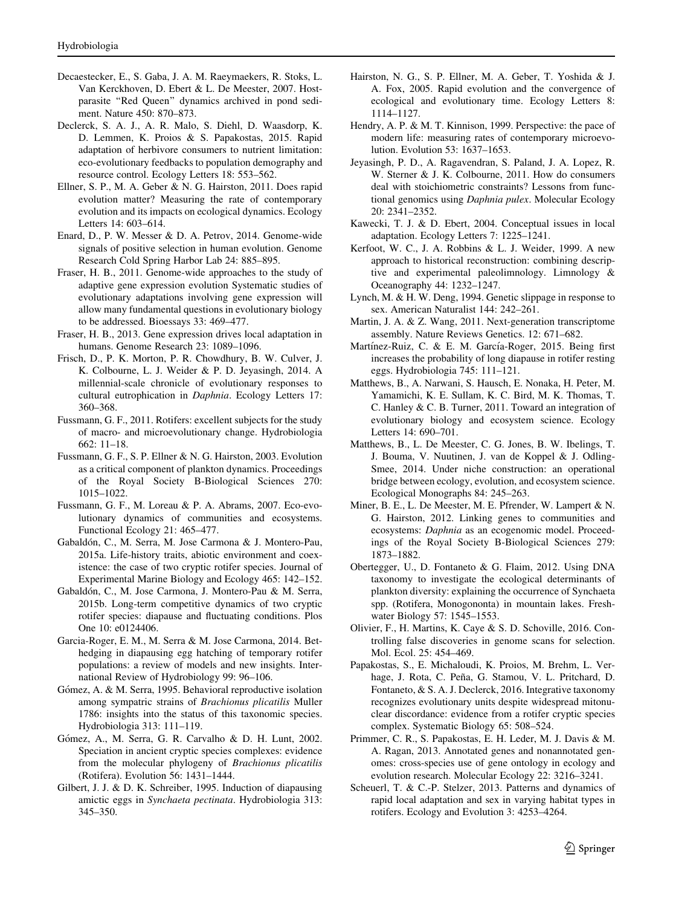Decaestecker, E., S. Gaba, J. A. M. Raeymaekers, R. Stoks, L. Van Kerckhoven, D. Ebert & L. De Meester, 2007. Host-parasite "Red Queen" dynamics archived in pond sediment. Nature 450: 870–873.

Declerck, S. A. J., A. R. Malo, S. Diehl, D. Waasdorp, K. D. Lemmen, K. Proios & S. Papakostas, 2015. Rapid adaptation of herbivore consumers to nutrient limitation: eco-evolutionary feedbacks to population demography and resource control. Ecology Letters 18: 553–562.

Ellner, S. P., M. A. Geber & N. G. Hairston, 2011. Does rapid evolution matter? Measuring the rate of contemporary evolution and its impacts on ecological dynamics. Ecology Letters 14: 603–614.

Enard, D., P. W. Messer & D. A. Petrov, 2014. Genome-wide signals of positive selection in human evolution. Genome Research Cold Spring Harbor Lab 24: 885–895.

Fraser, H. B., 2011. Genome-wide approaches to the study of adaptive gene expression evolution Systematic studies of evolutionary adaptations involving gene expression will allow many fundamental questions in evolutionary biology to be addressed. Bioessays 33: 469–477.

Fraser, H. B., 2013. Gene expression drives local adaptation in humans. Genome Research 23: 1089–1096.

Frisch, D., P. K. Morton, P. R. Chowdhury, B. W. Culver, J. K. Colbourne, L. J. Weider & P. D. Jeyasingh, 2014. A millennial-scale chronicle of evolutionary responses to cultural eutrophication in *Daphnia*. Ecology Letters 17: 360–368.

Fussmann, G. F., 2011. Rotifers: excellent subjects for the study of macro- and microevolutionary change. Hydrobiologia 662: 11–18.

Fussmann, G. F., S. P. Ellner & N. G. Hairston, 2003. Evolution as a critical component of plankton dynamics. Proceedings of the Royal Society B-Biological Sciences 270: 1015–1022.

Fussmann, G. F., M. Loreau & P. A. Abrams, 2007. Eco-evolutionary dynamics of communities and ecosystems. Functional Ecology 21: 465–477.

Gabaldón, C., M. Serra, M. Jose Carmona & J. Montero-Pau, 2015a. Life-history traits, abiotic environment and coexistence: the case of two cryptic rotifer species. Journal of Experimental Marine Biology and Ecology 465: 142–152.

Gabaldón, C., M. Jose Carmona, J. Montero-Pau & M. Serra, 2015b. Long-term competitive dynamics of two cryptic rotifer species: diapause and fluctuating conditions. Plos One 10: e0124406.

Garcia-Roger, E. M., M. Serra & M. Jose Carmona, 2014. Bet-hedging in diapausing egg hatching of temporary rotifer populations: a review of models and new insights. International Review of Hydrobiology 99: 96–106.

Gómez, A. & M. Serra, 1995. Behavioral reproductive isolation among sympatric strains of *Brachionus plicatilis* Muller 1786: insights into the status of this taxonomic species. Hydrobiologia 313: 111–119.

Gómez, A., M. Serra, G. R. Carvalho & D. H. Lunt, 2002. Speciation in ancient cryptic species complexes: evidence from the molecular phylogeny of *Brachionus plicatilis* (Rotifera). Evolution 56: 1431–1444.

Gilbert, J. J. & D. K. Schreiber, 1995. Induction of diapausing amictic eggs in *Synchaeta pectinata*. Hydrobiologia 313: 345–350.

Hairston, N. G., S. P. Ellner, M. A. Geber, T. Yoshida & J. A. Fox, 2005. Rapid evolution and the convergence of ecological and evolutionary time. Ecology Letters 8: 1114–1127.

Hendry, A. P. & M. T. Kinnison, 1999. Perspective: the pace of modern life: measuring rates of contemporary microevolution. Evolution 53: 1637–1653.

Jeyasingh, P. D., A. Ragavendran, S. Paland, J. A. Lopez, R. W. Sterner & J. K. Colbourne, 2011. How do consumers deal with stoichiometric constraints? Lessons from functional genomics using *Daphnia pulex*. Molecular Ecology 20: 2341–2352.

Kawecki, T. J. & D. Ebert, 2004. Conceptual issues in local adaptation. Ecology Letters 7: 1225–1241.

Kerfoot, W. C., J. A. Robbins & L. J. Weider, 1999. A new approach to historical reconstruction: combining descriptive and experimental paleolimnology. Limnology & Oceanography 44: 1232–1247.

Lynch, M. & H. W. Deng, 1994. Genetic slippage in response to sex. American Naturalist 144: 242–261.

Martin, J. A. & Z. Wang, 2011. Next-generation transcriptome assembly. Nature Reviews Genetics. 12: 671–682.

Martínez-Ruiz, C. & E. M. García-Roger, 2015. Being first increases the probability of long diapause in rotifer resting eggs. Hydrobiologia 745: 111–121.

Matthews, B., A. Narwani, S. Hausch, E. Nonaka, H. Peter, M. Yamamichi, K. E. Sullam, K. C. Bird, M. K. Thomas, T. C. Hanley & C. B. Turner, 2011. Toward an integration of evolutionary biology and ecosystem science. Ecology Letters 14: 690–701.

Matthews, B., L. De Meester, C. G. Jones, B. W. Ibelings, T. J. Bouma, V. Nuutinen, J. van de Koppel & J. Odling-Smee, 2014. Under niche construction: an operational bridge between ecology, evolution, and ecosystem science. Ecological Monographs 84: 245–263.

Miner, B. E., L. De Meester, M. E. Pfrender, W. Lampert & N. G. Hairston, 2012. Linking genes to communities and ecosystems: *Daphnia* as an ecogenomic model. Proceedings of the Royal Society B-Biological Sciences 279: 1873–1882.

Obertegger, U., D. Fontaneto & G. Flaim, 2012. Using DNA taxonomy to investigate the ecological determinants of plankton diversity: explaining the occurrence of Synchaeta spp. (Rotifera, Monogononta) in mountain lakes. Freshwater Biology 57: 1545–1553.

Olivier, F., H. Martins, K. Caye & S. D. Schoville, 2016. Controlling false discoveries in genome scans for selection. Mol. Ecol. 25: 454–469.

Papakostas, S., E. Michaloudi, K. Proios, M. Brehm, L. Verhage, J. Rota, C. Peña, G. Stamou, V. L. Pritchard, D. Fontaneto, & S. A. J. Declerck, 2016. Integrative taxonomy recognizes evolutionary units despite widespread mitonuclear discordance: evidence from a rotifer cryptic species complex. Systematic Biology 65: 508–524.

Primmer, C. R., S. Papakostas, E. H. Leder, M. J. Davis & M. A. Ragan, 2013. Annotated genes and nonannotated genomes: cross-species use of gene ontology in ecology and evolution research. Molecular Ecology 22: 3216–3241.

Scheuerl, T. & C.-P. Stelzer, 2013. Patterns and dynamics of rapid local adaptation and sex in varying habitat types in rotifers. Ecology and Evolution 3: 4253–4264.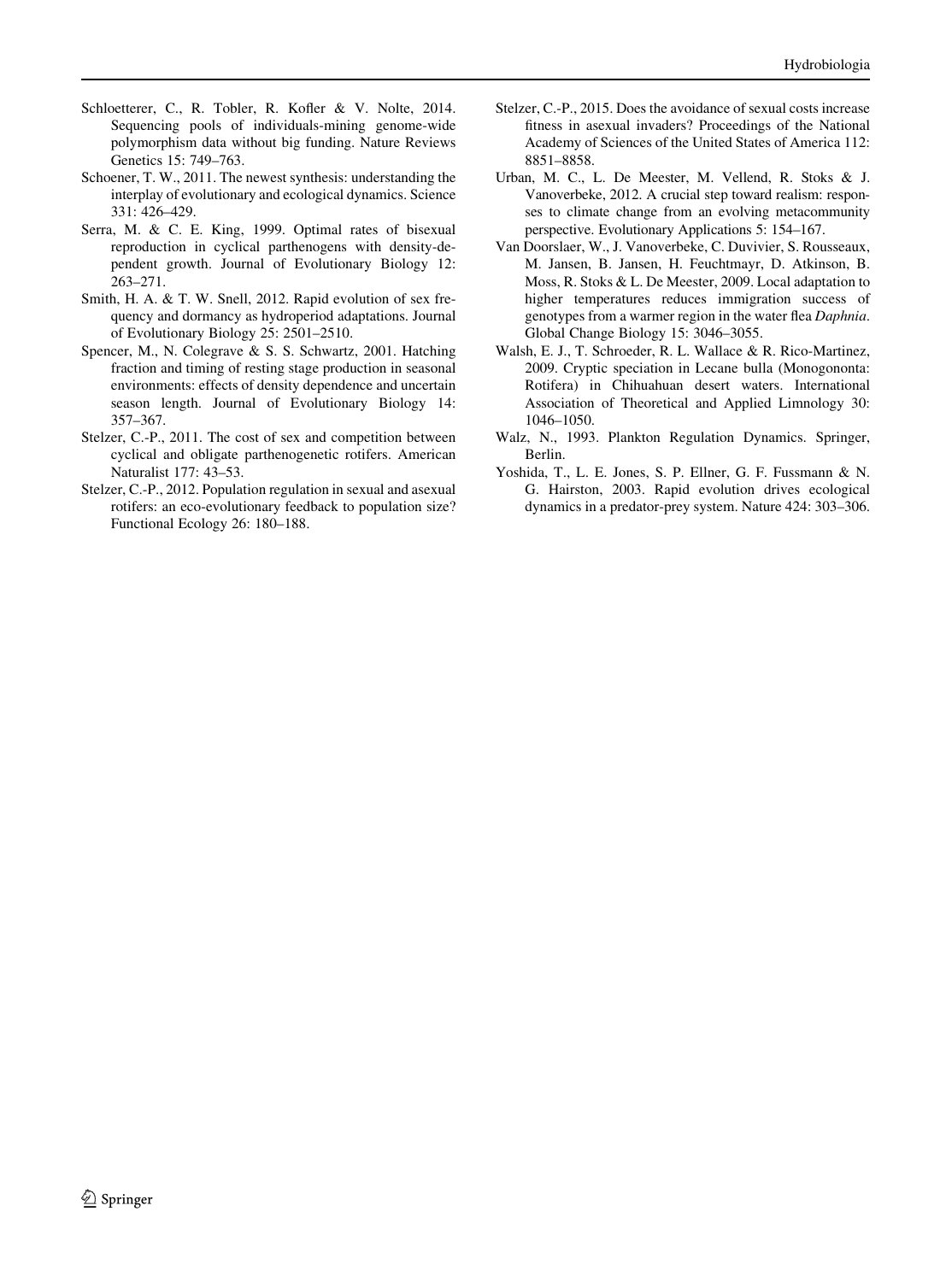Schloetterer, C., R. Tobler, R. Kofler & V. Nolte, 2014. Sequencing pools of individuals-mining genome-wide polymorphism data without big funding. Nature Reviews Genetics 15: 749–763.

Schoener, T. W., 2011. The newest synthesis: understanding the interplay of evolutionary and ecological dynamics. Science 331: 426–429.

Serra, M. & C. E. King, 1999. Optimal rates of bisexual reproduction in cyclical parthenogens with density-dependent growth. Journal of Evolutionary Biology 12: 263–271.

Smith, H. A. & T. W. Snell, 2012. Rapid evolution of sex frequency and dormancy as hydroperiod adaptations. Journal of Evolutionary Biology 25: 2501–2510.

Spencer, M., N. Colegrave & S. S. Schwartz, 2001. Hatching fraction and timing of resting stage production in seasonal environments: effects of density dependence and uncertain season length. Journal of Evolutionary Biology 14: 357–367.

Stelzer, C.-P., 2011. The cost of sex and competition between cyclical and obligate parthenogenetic rotifers. American Naturalist 177: 43–53.

Stelzer, C.-P., 2012. Population regulation in sexual and asexual rotifers: an eco-evolutionary feedback to population size? Functional Ecology 26: 180–188.

Stelzer, C.-P., 2015. Does the avoidance of sexual costs increase fitness in asexual invaders? Proceedings of the National Academy of Sciences of the United States of America 112: 8851–8858.

Urban, M. C., L. De Meester, M. Vellend, R. Stoks & J. Vanoverbeke, 2012. A crucial step toward realism: responses to climate change from an evolving metacommunity perspective. Evolutionary Applications 5: 154–167.

Van Doorslaer, W., J. Vanoverbeke, C. Duvivier, S. Rousseaux, M. Jansen, B. Jansen, H. Feuchtmayr, D. Atkinson, B. Moss, R. Stoks & L. De Meester, 2009. Local adaptation to higher temperatures reduces immigration success of genotypes from a warmer region in the water flea *Daphnia*. Global Change Biology 15: 3046–3055.

Walsh, E. J., T. Schroeder, R. L. Wallace & R. Rico-Martinez, 2009. Cryptic speciation in Lecane bulla (Monogononta: Rotifera) in Chihuahuan desert waters. International Association of Theoretical and Applied Limnology 30: 1046–1050.

Walz, N., 1993. Plankton Regulation Dynamics. Springer, Berlin.

Yoshida, T., L. E. Jones, S. P. Ellner, G. F. Fussmann & N. G. Hairston, 2003. Rapid evolution drives ecological dynamics in a predator-prey system. Nature 424: 303–306.